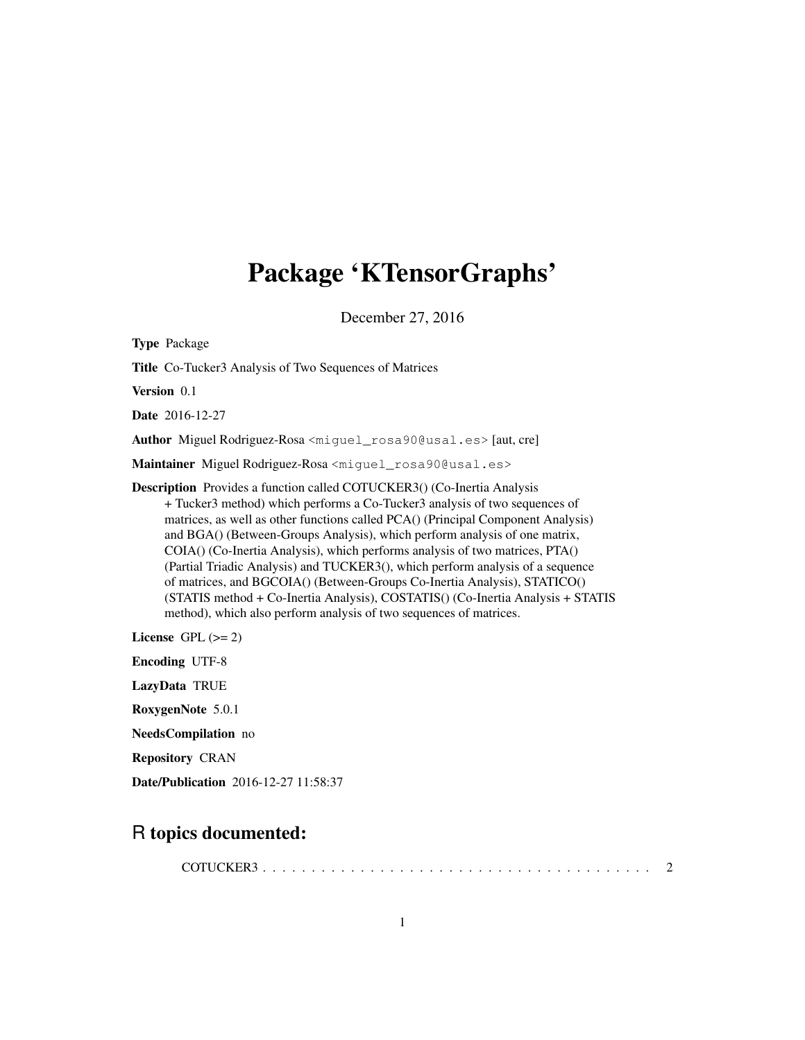# Package 'KTensorGraphs'

December 27, 2016

**Type** Package

**Title** Co-Tucker3 Analysis of Two Sequences of Matrices

**Version** 0.1

**Date** 2016-12-27

**Author** Miguel Rodriguez-Rosa <miguel_rosa90@usal.es> [aut, cre]

**Maintainer** Miguel Rodriguez-Rosa <miguel_rosa90@usal.es>

**Description** Provides a function called COTUCKER3() (Co-Inertia Analysis + Tucker3 method) which performs a Co-Tucker3 analysis of two sequences of matrices, as well as other functions called PCA() (Principal Component Analysis) and BGA() (Between-Groups Analysis), which perform analysis of one matrix, COIA() (Co-Inertia Analysis), which performs analysis of two matrices, PTA() (Partial Triadic Analysis) and TUCKER3(), which perform analysis of a sequence of matrices, and BGCOIA() (Between-Groups Co-Inertia Analysis), STATICO() (STATIS method + Co-Inertia Analysis), COSTATIS() (Co-Inertia Analysis + STATIS method), which also perform analysis of two sequences of matrices.

**License** GPL (>= 2)

**Encoding** UTF-8

**LazyData** TRUE

**RoxygenNote** 5.0.1

**NeedsCompilation** no

**Repository** CRAN

**Date/Publication** 2016-12-27 11:58:37

## R topics documented:

COTUCKER3 . . . . . . . . . . . . . . . . . . . . . . . . . . . . . . . . . . . . . . . . . . 2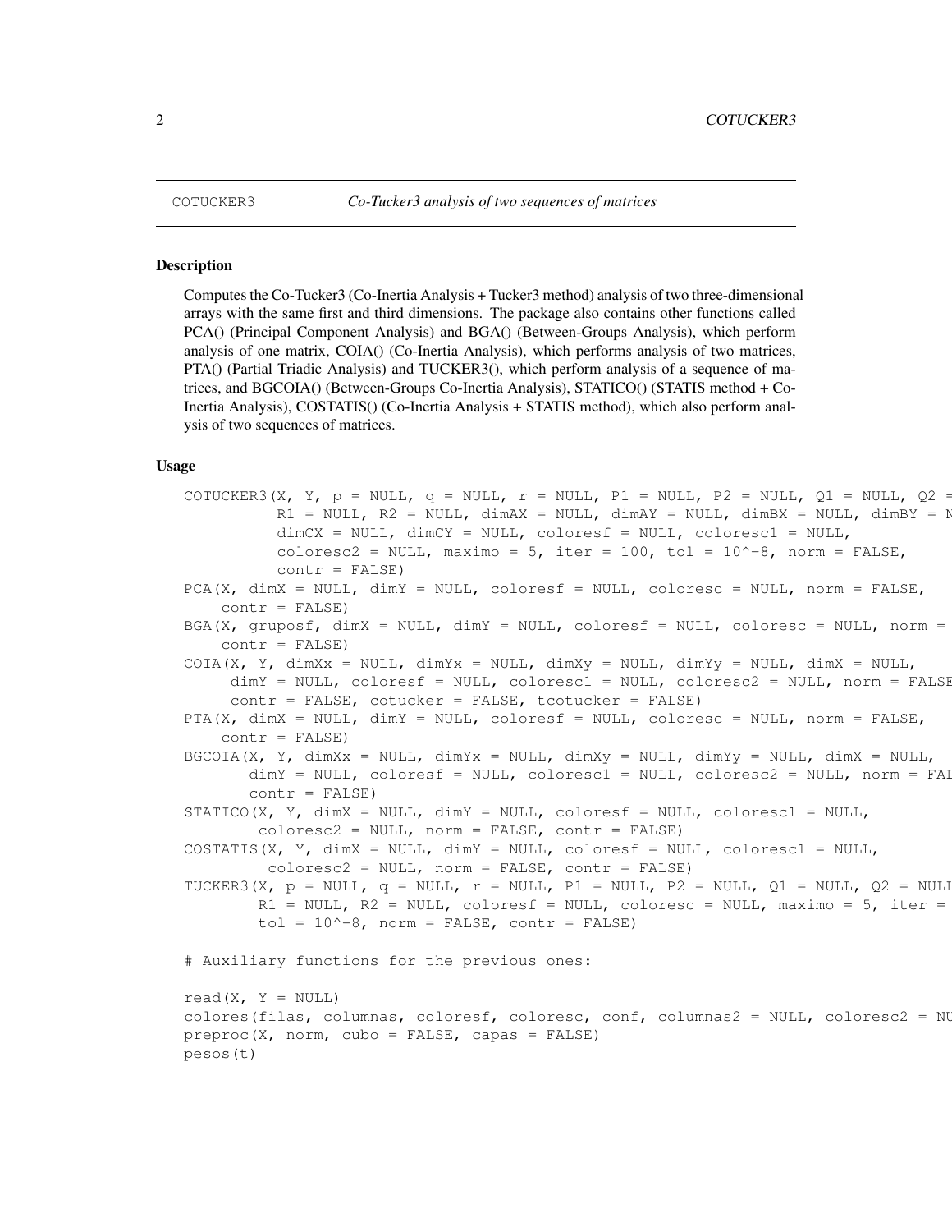COTUCKER3 *Co-Tucker3 analysis of two sequences of matrices*

### Description

Computes the Co-Tucker3 (Co-Inertia Analysis + Tucker3 method) analysis of two three-dimensional arrays with the same first and third dimensions. The package also contains other functions called PCA() (Principal Component Analysis) and BGA() (Between-Groups Analysis), which perform analysis of one matrix, COIA() (Co-Inertia Analysis), which performs analysis of two matrices, PTA() (Partial Triadic Analysis) and TUCKER3(), which perform analysis of a sequence of matrices, and BGCOIA() (Between-Groups Co-Inertia Analysis), STATICO() (STATIS method + Co-Inertia Analysis), COSTATIS() (Co-Inertia Analysis + STATIS method), which also perform analysis of two sequences of matrices.

### Usage

```
COTUCKER3(X, Y, p = NULL, q = NULL, r = NULL, P1 = NULL, P2 = NULL, Q1 = NULL, Q2 =
          R1 = NULL, R2 = NULL, dimAX = NULL, dimAY = NULL, dimBX = NULL, dimBY = N
          dimCX = NULL, dimCY = NULL, coloresf = NULL, coloresc1 = NULL,
          coloresc2 = NULL, maximo = 5, iter = 100, tol = 10^-8, norm = FALSE,
          contr = FALSE)
PCA(X, dimX = NULL, dimY = NULL, coloresf = NULL, coloresc = NULL, norm = FALSE,
    contr = FALSE)
BGA(X, gruposf, dimX = NULL, dimY = NULL, coloresf = NULL, coloresc = NULL, norm =
    contr = FALSE)
COIA(X, Y, dimXx = NULL, dimYx = NULL, dimXy = NULL, dimYy = NULL, dimX = NULL,
     dimY = NULL, coloresf = NULL, coloresc1 = NULL, coloresc2 = NULL, norm = FALSE
     contr = FALSE, cotucker = FALSE, tcotucker = FALSE)
PTA(X, dimX = NULL, dimY = NULL, coloresf = NULL, coloresc = NULL, norm = FALSE,
    contr = FALSE)
BGCOIA(X, Y, dimXx = NULL, dimYx = NULL, dimXy = NULL, dimYy = NULL, dimX = NULL,
       dimY = NULL, coloresf = NULL, coloresc1 = NULL, coloresc2 = NULL, norm = FAI
       contr = FALSE)
STATICO(X, Y, dimX = NULL, dimY = NULL, coloresf = NULL, coloresc1 = NULL,
        coloresc2 = NULL, norm = FALSE, contr = FALSE)
COSTATIS(X, Y, dimX = NULL, dimY = NULL, coloresf = NULL, coloresc1 = NULL,
         coloresc2 = NULL, norm = FALSE, contr = FALSE)
TUCKER3(X, p = NULL, q = NULL, r = NULL, P1 = NULL, P2 = NULL, Q1 = NULL, Q2 = NULI
        R1 = NULL, R2 = NULL, coloresf = NULL, coloresc = NULL, maximo = 5, iter =
        tol = 10^-8, norm = FALSE, contr = FALSE)

# Auxiliary functions for the previous ones:

read(X, Y = NULL)
colores(filas, columnas, coloresf, coloresc, conf, columnas2 = NULL, coloresc2 = NU
preproc(X, norm, cubo = FALSE, capas = FALSE)
pesos(t)
```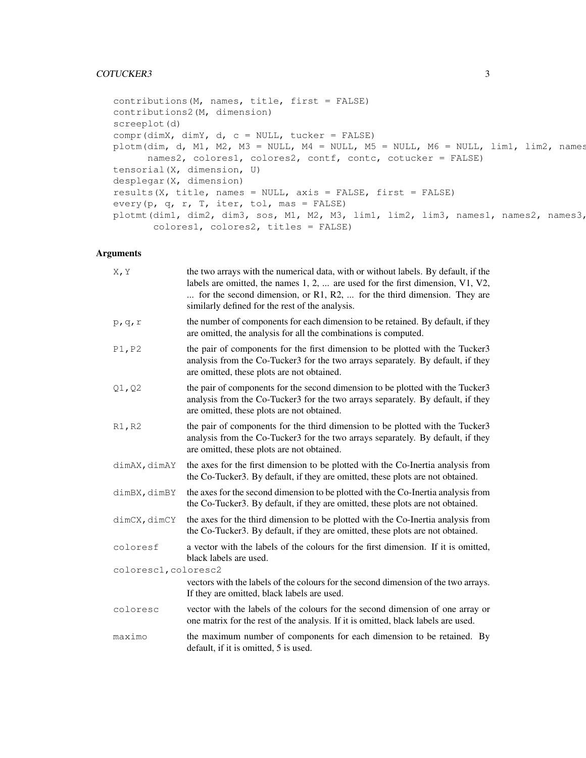```
contributions(M, names, title, first = FALSE)
contributions2(M, dimension)
screeplot(d)
compr(dimX, dimY, d, c = NULL, tucker = FALSE)
plotm(dim, d, M1, M2, M3 = NULL, M4 = NULL, M5 = NULL, M6 = NULL, lim1, lim2, names
      names2, colores1, colores2, contf, contc, cotucker = FALSE)
tensorial(X, dimension, U)
desplegar(X, dimension)
results(X, title, names = NULL, axis = FALSE, first = FALSE)
every(p, q, r, T, iter, tol, mas = FALSE)
plotmt(dim1, dim2, dim3, sos, M1, M2, M3, lim1, lim2, lim3, names1, names2, names3,
       colores1, colores2, titles = FALSE)
```

## Arguments

| | |
|---|---|
| X,Y | the two arrays with the numerical data, with or without labels. By default, if the labels are omitted, the names 1, 2, ... are used for the first dimension, V1, V2, ... for the second dimension, or R1, R2, ... for the third dimension. They are similarly defined for the rest of the analysis. |
| p,q,r | the number of components for each dimension to be retained. By default, if they are omitted, the analysis for all the combinations is computed. |
| P1,P2 | the pair of components for the first dimension to be plotted with the Tucker3 analysis from the Co-Tucker3 for the two arrays separately. By default, if they are omitted, these plots are not obtained. |
| Q1,Q2 | the pair of components for the second dimension to be plotted with the Tucker3 analysis from the Co-Tucker3 for the two arrays separately. By default, if they are omitted, these plots are not obtained. |
| R1,R2 | the pair of components for the third dimension to be plotted with the Tucker3 analysis from the Co-Tucker3 for the two arrays separately. By default, if they are omitted, these plots are not obtained. |
| dimAX,dimAY | the axes for the first dimension to be plotted with the Co-Inertia analysis from the Co-Tucker3. By default, if they are omitted, these plots are not obtained. |
| dimBX,dimBY | the axes for the second dimension to be plotted with the Co-Inertia analysis from the Co-Tucker3. By default, if they are omitted, these plots are not obtained. |
| dimCX,dimCY | the axes for the third dimension to be plotted with the Co-Inertia analysis from the Co-Tucker3. By default, if they are omitted, these plots are not obtained. |
| coloresf | a vector with the labels of the colours for the first dimension. If it is omitted, black labels are used. |
| coloresc1,coloresc2 | vectors with the labels of the colours for the second dimension of the two arrays. If they are omitted, black labels are used. |
| coloresc | vector with the labels of the colours for the second dimension of one array or one matrix for the rest of the analysis. If it is omitted, black labels are used. |
| maximo | the maximum number of components for each dimension to be retained. By default, if it is omitted, 5 is used. |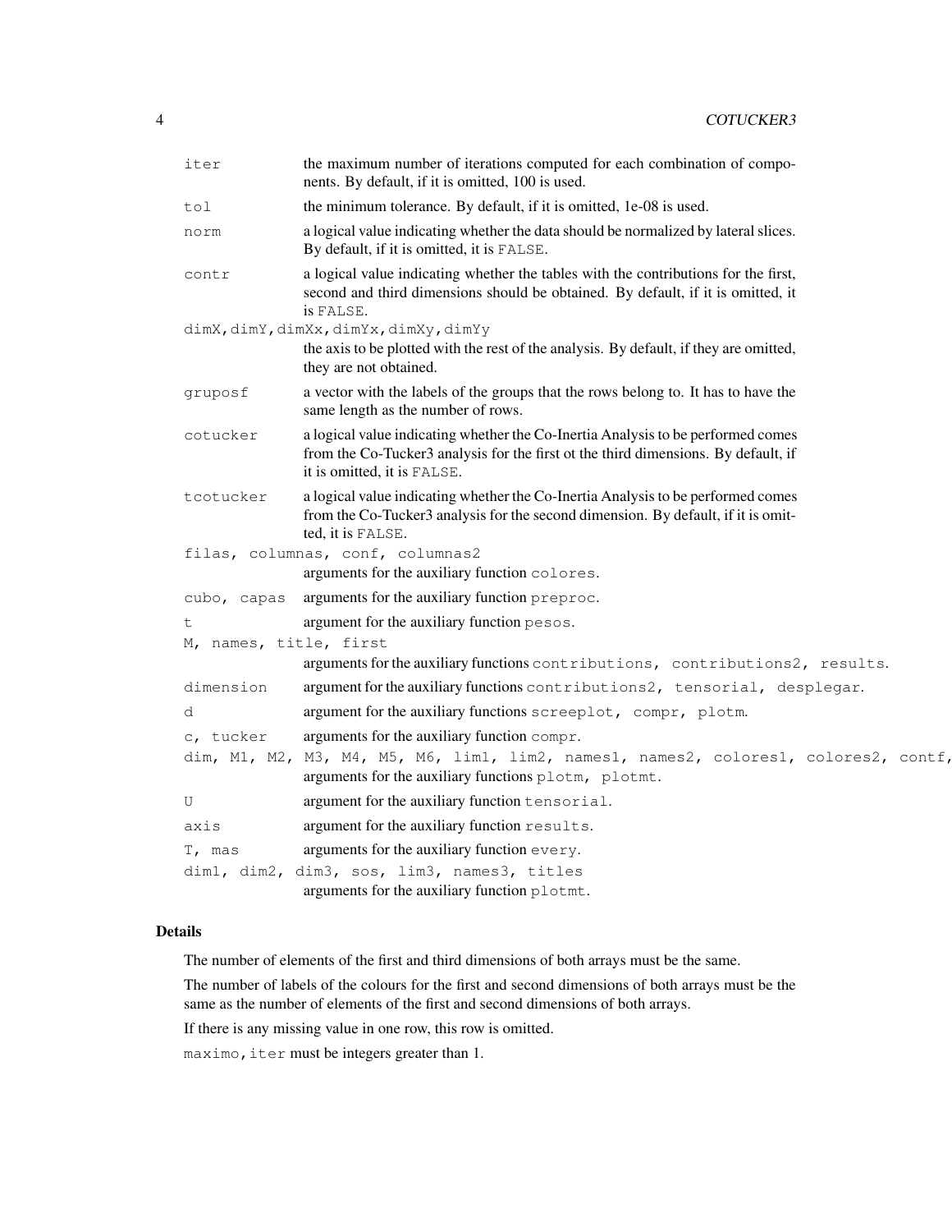| | |
|---|---|
| `iter` | the maximum number of iterations computed for each combination of components. By default, if it is omitted, 100 is used. |
| `tol` | the minimum tolerance. By default, if it is omitted, 1e-08 is used. |
| `norm` | a logical value indicating whether the data should be normalized by lateral slices. By default, if it is omitted, it is `FALSE`. |
| `contr` | a logical value indicating whether the tables with the contributions for the first, second and third dimensions should be obtained. By default, if it is omitted, it is `FALSE`. |
| `dimX,dimY,dimXx,dimYx,dimXy,dimYy` | the axis to be plotted with the rest of the analysis. By default, if they are omitted, they are not obtained. |
| `gruposf` | a vector with the labels of the groups that the rows belong to. It has to have the same length as the number of rows. |
| `cotucker` | a logical value indicating whether the Co-Inertia Analysis to be performed comes from the Co-Tucker3 analysis for the first ot the third dimensions. By default, if it is omitted, it is `FALSE`. |
| `tcotucker` | a logical value indicating whether the Co-Inertia Analysis to be performed comes from the Co-Tucker3 analysis for the second dimension. By default, if it is omitted, it is `FALSE`. |
| `filas, columnas, conf, columnas2` | arguments for the auxiliary function `colores`. |
| `cubo, capas` | arguments for the auxiliary function `preproc`. |
| `t` | argument for the auxiliary function `pesos`. |
| `M, names, title, first` | arguments for the auxiliary functions `contributions, contributions2, results`. |
| `dimension` | argument for the auxiliary functions `contributions2, tensorial, desplegar`. |
| `d` | argument for the auxiliary functions `screeplot, compr, plotm`. |
| `c, tucker` | arguments for the auxiliary function `compr`. |
| `dim, M1, M2, M3, M4, M5, M6, lim1, lim2, names1, names2, colores1, colores2, contf,` | arguments for the auxiliary functions `plotm, plotmt`. |
| `U` | argument for the auxiliary function `tensorial`. |
| `axis` | argument for the auxiliary function `results`. |
| `T, mas` | arguments for the auxiliary function `every`. |
| `dim1, dim2, dim3, sos, lim3, names3, titles` | arguments for the auxiliary function `plotmt`. |

## Details

The number of elements of the first and third dimensions of both arrays must be the same.

The number of labels of the colours for the first and second dimensions of both arrays must be the same as the number of elements of the first and second dimensions of both arrays.

If there is any missing value in one row, this row is omitted.

`maximo,iter` must be integers greater than 1.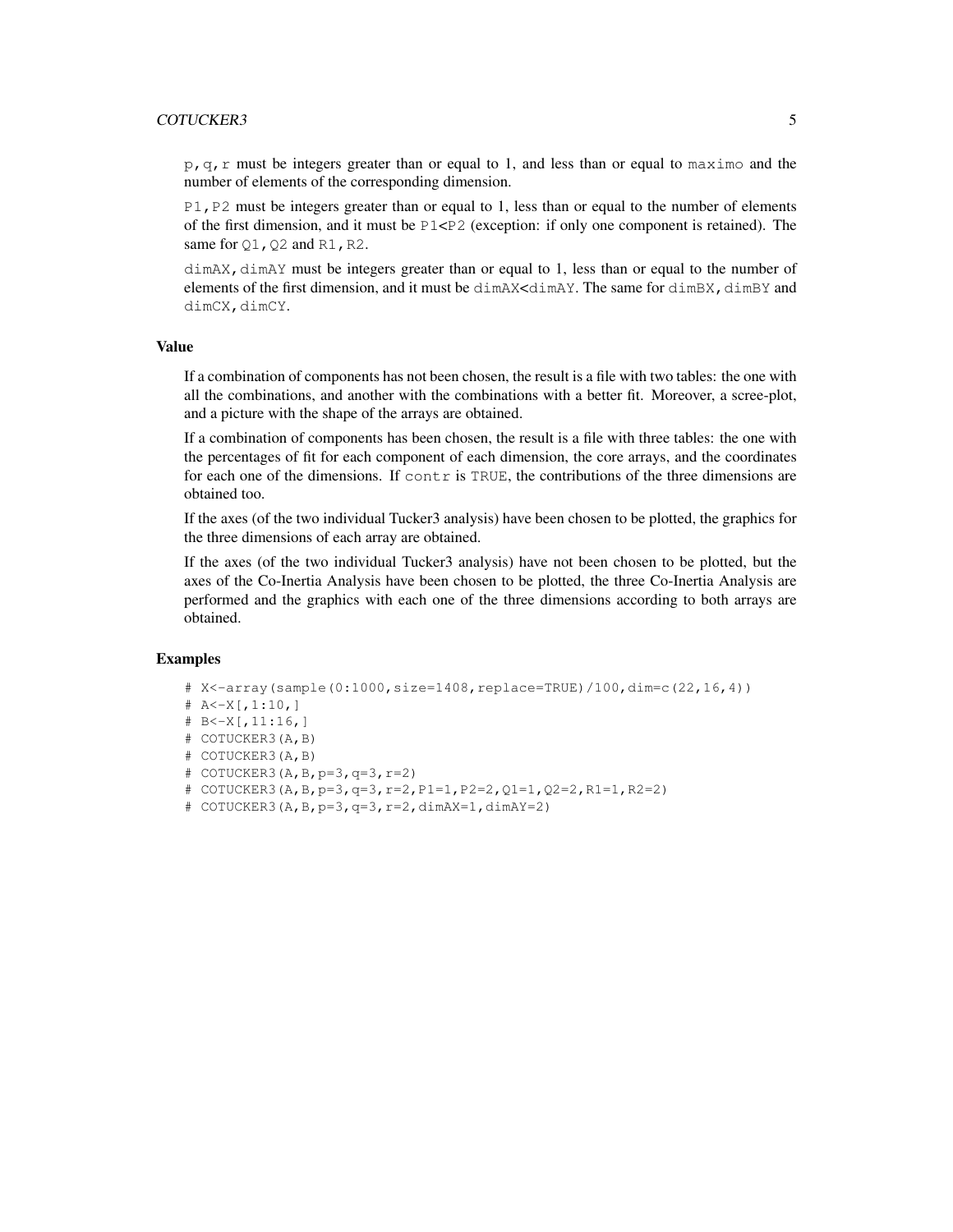p,q,r must be integers greater than or equal to 1, and less than or equal to maximo and the number of elements of the corresponding dimension.

P1,P2 must be integers greater than or equal to 1, less than or equal to the number of elements of the first dimension, and it must be P1<P2 (exception: if only one component is retained). The same for Q1,Q2 and R1,R2.

dimAX,dimAY must be integers greater than or equal to 1, less than or equal to the number of elements of the first dimension, and it must be dimAX<dimAY. The same for dimBX,dimBY and dimCX,dimCY.

### Value

If a combination of components has not been chosen, the result is a file with two tables: the one with all the combinations, and another with the combinations with a better fit. Moreover, a scree-plot, and a picture with the shape of the arrays are obtained.

If a combination of components has been chosen, the result is a file with three tables: the one with the percentages of fit for each component of each dimension, the core arrays, and the coordinates for each one of the dimensions. If contr is TRUE, the contributions of the three dimensions are obtained too.

If the axes (of the two individual Tucker3 analysis) have been chosen to be plotted, the graphics for the three dimensions of each array are obtained.

If the axes (of the two individual Tucker3 analysis) have not been chosen to be plotted, but the axes of the Co-Inertia Analysis have been chosen to be plotted, the three Co-Inertia Analysis are performed and the graphics with each one of the three dimensions according to both arrays are obtained.

### Examples

```
# X<-array(sample(0:1000,size=1408,replace=TRUE)/100,dim=c(22,16,4))
# A<-X[,1:10,]
# B<-X[,11:16,]
# COTUCKER3(A,B)
# COTUCKER3(A,B)
# COTUCKER3(A,B,p=3,q=3,r=2)
# COTUCKER3(A,B,p=3,q=3,r=2,P1=1,P2=2,Q1=1,Q2=2,R1=1,R2=2)
# COTUCKER3(A,B,p=3,q=3,r=2,dimAX=1,dimAY=2)
```